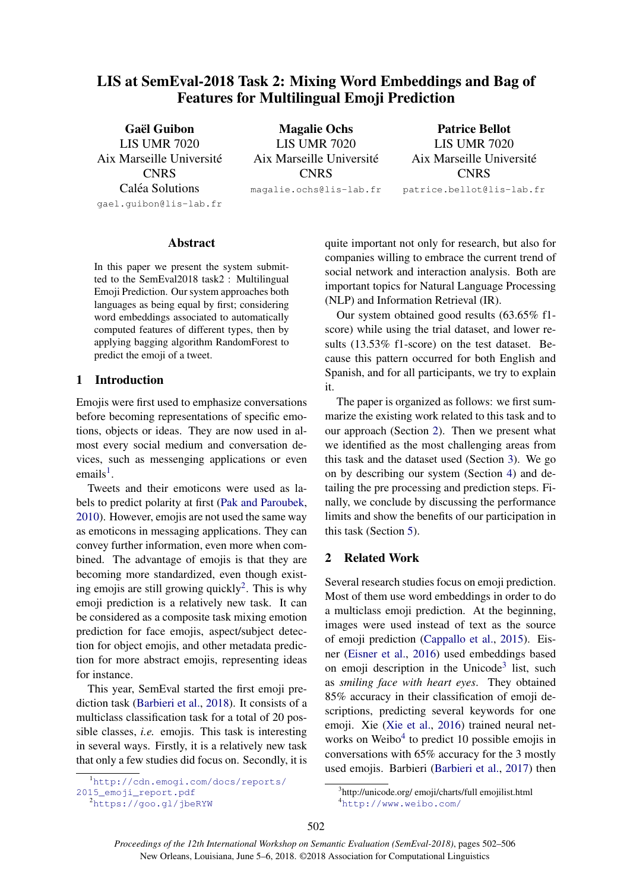# LIS at SemEval-2018 Task 2: Mixing Word Embeddings and Bag of Features for Multilingual Emoji Prediction

**Gaël Guibon**
LIS UMR 7020
Aix Marseille Université
CNRS
Caléa Solutions
gael.guibon@lis-lab.fr

**Magalie Ochs**
LIS UMR 7020
Aix Marseille Université
CNRS
magalie.ochs@lis-lab.fr

**Patrice Bellot**
LIS UMR 7020
Aix Marseille Université
CNRS
patrice.bellot@lis-lab.fr

## Abstract

In this paper we present the system submitted to the SemEval2018 task2 : Multilingual Emoji Prediction. Our system approaches both languages as being equal by first; considering word embeddings associated to automatically computed features of different types, then by applying bagging algorithm RandomForest to predict the emoji of a tweet.

## 1 Introduction

Emojis were first used to emphasize conversations before becoming representations of specific emotions, objects or ideas. They are now used in almost every social medium and conversation devices, such as messenging applications or even emails[1].

Tweets and their emoticons were used as labels to predict polarity at first (Pak and Paroubek, 2010). However, emojis are not used the same way as emoticons in messaging applications. They can convey further information, even more when combined. The advantage of emojis is that they are becoming more standardized, even though existing emojis are still growing quickly[2]. This is why emoji prediction is a relatively new task. It can be considered as a composite task mixing emotion prediction for face emojis, aspect/subject detection for object emojis, and other metadata prediction for more abstract emojis, representing ideas for instance.

This year, SemEval started the first emoji prediction task (Barbieri et al., 2018). It consists of a multiclass classification task for a total of 20 possible classes, *i.e.* emojis. This task is interesting in several ways. Firstly, it is a relatively new task that only a few studies did focus on. Secondly, it is quite important not only for research, but also for companies willing to embrace the current trend of social network and interaction analysis. Both are important topics for Natural Language Processing (NLP) and Information Retrieval (IR).

Our system obtained good results (63.65% f1-score) while using the trial dataset, and lower results (13.53% f1-score) on the test dataset. Because this pattern occurred for both English and Spanish, and for all participants, we try to explain it.

The paper is organized as follows: we first summarize the existing work related to this task and to our approach (Section 2). Then we present what we identified as the most challenging areas from this task and the dataset used (Section 3). We go on by describing our system (Section 4) and detailing the pre processing and prediction steps. Finally, we conclude by discussing the performance limits and show the benefits of our participation in this task (Section 5).

## 2 Related Work

Several research studies focus on emoji prediction. Most of them use word embeddings in order to do a multiclass emoji prediction. At the beginning, images were used instead of text as the source of emoji prediction (Cappallo et al., 2015). Eisner (Eisner et al., 2016) used embeddings based on emoji description in the Unicode[3] list, such as *smiling face with heart eyes*. They obtained 85% accuracy in their classification of emoji descriptions, predicting several keywords for one emoji. Xie (Xie et al., 2016) trained neural networks on Weibo[4] to predict 10 possible emojis in conversations with 65% accuracy for the 3 mostly used emojis. Barbieri (Barbieri et al., 2017) then

[1] http://cdn.emogi.com/docs/reports/2015_emoji_report.pdf
[2] https://goo.gl/jbeRYW
[3] http://unicode.org/ emoji/charts/full emojilist.html
[4] http://www.weibo.com/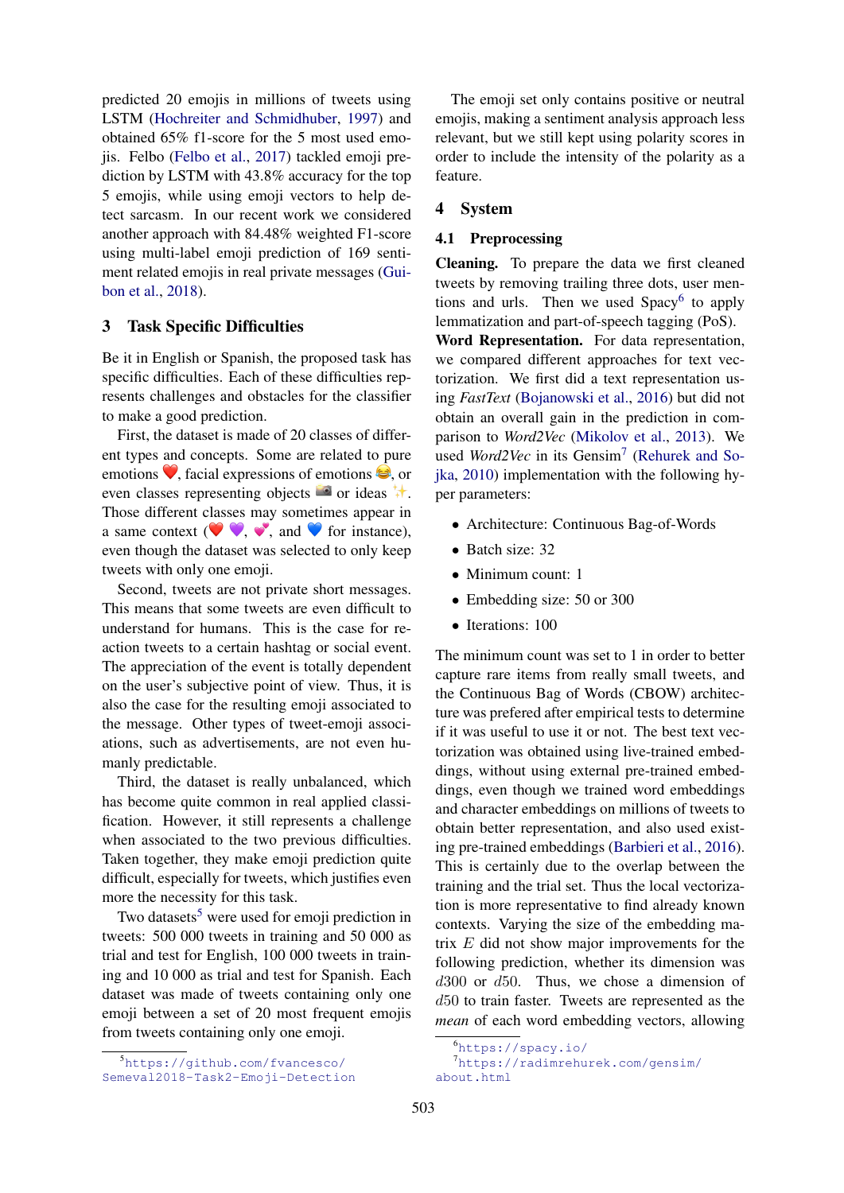predicted 20 emojis in millions of tweets using LSTM (Hochreiter and Schmidhuber, 1997) and obtained 65% f1-score for the 5 most used emojis. Felbo (Felbo et al., 2017) tackled emoji prediction by LSTM with 43.8% accuracy for the top 5 emojis, while using emoji vectors to help detect sarcasm. In our recent work we considered another approach with 84.48% weighted F1-score using multi-label emoji prediction of 169 sentiment related emojis in real private messages (Guibon et al., 2018).

## 3 Task Specific Difficulties

Be it in English or Spanish, the proposed task has specific difficulties. Each of these difficulties represents challenges and obstacles for the classifier to make a good prediction.

First, the dataset is made of 20 classes of different types and concepts. Some are related to pure emotions ❤️, facial expressions of emotions 😂, or even classes representing objects 📷 or ideas ✨. Those different classes may sometimes appear in a same context (❤️, 💜, 💕, and 💙 for instance), even though the dataset was selected to only keep tweets with only one emoji.

Second, tweets are not private short messages. This means that some tweets are even difficult to understand for humans. This is the case for reaction tweets to a certain hashtag or social event. The appreciation of the event is totally dependent on the user's subjective point of view. Thus, it is also the case for the resulting emoji associated to the message. Other types of tweet-emoji associations, such as advertisements, are not even humanly predictable.

Third, the dataset is really unbalanced, which has become quite common in real applied classification. However, it still represents a challenge when associated to the two previous difficulties. Taken together, they make emoji prediction quite difficult, especially for tweets, which justifies even more the necessity for this task.

Two datasets[5] were used for emoji prediction in tweets: 500 000 tweets in training and 50 000 as trial and test for English, 100 000 tweets in training and 10 000 as trial and test for Spanish. Each dataset was made of tweets containing only one emoji between a set of 20 most frequent emojis from tweets containing only one emoji.

The emoji set only contains positive or neutral emojis, making a sentiment analysis approach less relevant, but we still kept using polarity scores in order to include the intensity of the polarity as a feature.

## 4 System

### 4.1 Preprocessing

**Cleaning.** To prepare the data we first cleaned tweets by removing trailing three dots, user mentions and urls. Then we used Spacy[6] to apply lemmatization and part-of-speech tagging (PoS).

**Word Representation.** For data representation, we compared different approaches for text vectorization. We first did a text representation using *FastText* (Bojanowski et al., 2016) but did not obtain an overall gain in the prediction in comparison to *Word2Vec* (Mikolov et al., 2013). We used *Word2Vec* in its Gensim[7] (Rehurek and Sojka, 2010) implementation with the following hyper parameters:

- Architecture: Continuous Bag-of-Words
- Batch size: 32
- Minimum count: 1
- Embedding size: 50 or 300
- Iterations: 100

The minimum count was set to 1 in order to better capture rare items from really small tweets, and the Continuous Bag of Words (CBOW) architecture was prefered after empirical tests to determine if it was useful to use it or not. The best text vectorization was obtained using live-trained embeddings, without using external pre-trained embeddings, even though we trained word embeddings and character embeddings on millions of tweets to obtain better representation, and also used existing pre-trained embeddings (Barbieri et al., 2016). This is certainly due to the overlap between the training and the trial set. Thus the local vectorization is more representative to find already known contexts. Varying the size of the embedding matrix $E$ did not show major improvements for the following prediction, whether its dimension was $d300$ or $d50$. Thus, we chose a dimension of $d50$ to train faster. Tweets are represented as the *mean* of each word embedding vectors, allowing

[5] https://github.com/fvancesco/Semeval2018-Task2-Emoji-Detection

[6] https://spacy.io/

[7] https://radimrehurek.com/gensim/about.html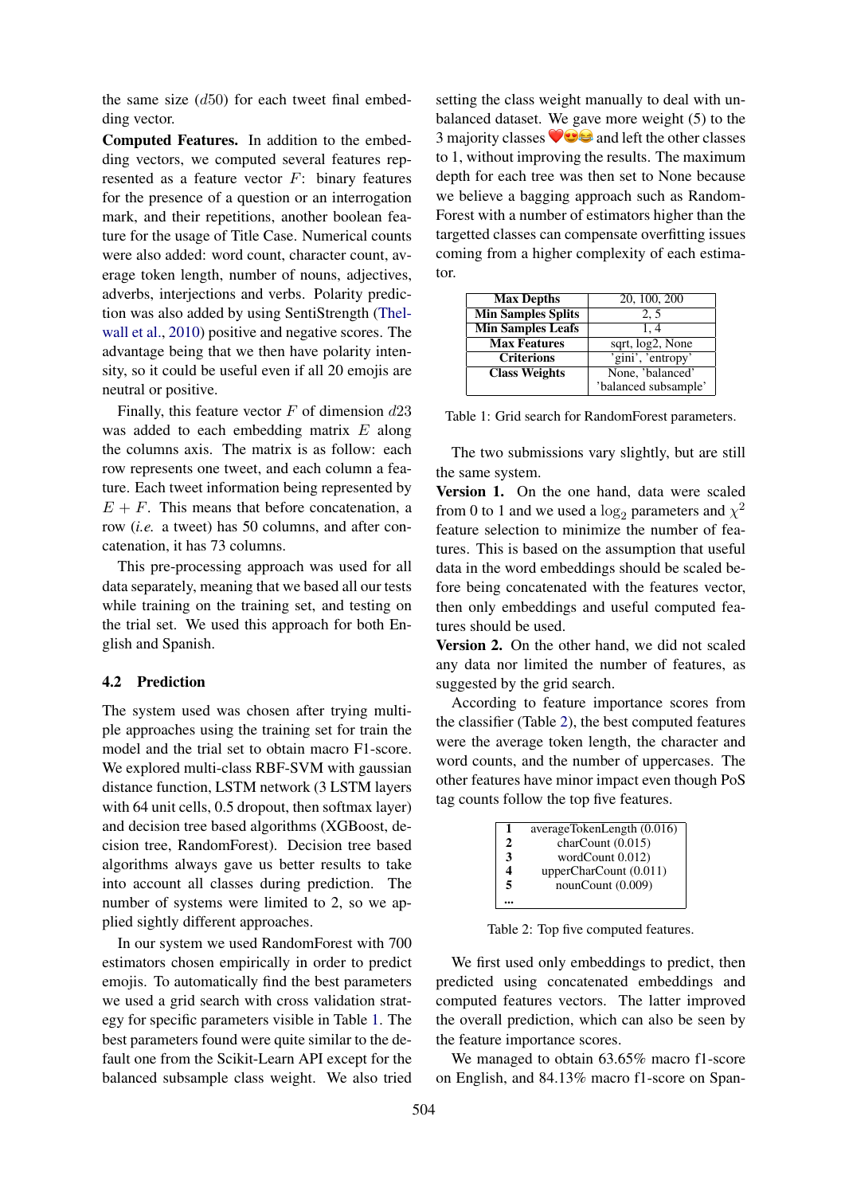the same size ($d50$) for each tweet final embedding vector.

**Computed Features.** In addition to the embedding vectors, we computed several features represented as a feature vector $F$: binary features for the presence of a question or an interrogation mark, and their repetitions, another boolean feature for the usage of Title Case. Numerical counts were also added: word count, character count, average token length, number of nouns, adjectives, adverbs, interjections and verbs. Polarity prediction was also added by using SentiStrength (Thelwall et al., 2010) positive and negative scores. The advantage being that we then have polarity intensity, so it could be useful even if all 20 emojis are neutral or positive.

Finally, this feature vector $F$ of dimension $d23$ was added to each embedding matrix $E$ along the columns axis. The matrix is as follow: each row represents one tweet, and each column a feature. Each tweet information being represented by $E + F$. This means that before concatenation, a row (*i.e.* a tweet) has 50 columns, and after concatenation, it has 73 columns.

This pre-processing approach was used for all data separately, meaning that we based all our tests while training on the training set, and testing on the trial set. We used this approach for both English and Spanish.

## 4.2 Prediction

The system used was chosen after trying multiple approaches using the training set for train the model and the trial set to obtain macro F1-score. We explored multi-class RBF-SVM with gaussian distance function, LSTM network (3 LSTM layers with 64 unit cells, 0.5 dropout, then softmax layer) and decision tree based algorithms (XGBoost, decision tree, RandomForest). Decision tree based algorithms always gave us better results to take into account all classes during prediction. The number of systems were limited to 2, so we applied sightly different approaches.

In our system we used RandomForest with 700 estimators chosen empirically in order to predict emojis. To automatically find the best parameters we used a grid search with cross validation strategy for specific parameters visible in Table 1. The best parameters found were quite similar to the default one from the Scikit-Learn API except for the balanced subsample class weight. We also tried setting the class weight manually to deal with unbalanced dataset. We gave more weight (5) to the 3 majority classes ❤️😍😂 and left the other classes to 1, without improving the results. The maximum depth for each tree was then set to None because we believe a bagging approach such as RandomForest with a number of estimators higher than the targetted classes can compensate overfitting issues coming from a higher complexity of each estimator.

| | |
|---|---|
| **Max Depths** | 20, 100, 200 |
| **Min Samples Splits** | 2, 5 |
| **Min Samples Leafs** | 1, 4 |
| **Max Features** | sqrt, log2, None |
| **Criterions** | 'gini', 'entropy' |
| **Class Weights** | None, 'balanced' 'balanced subsample' |

Table 1: Grid search for RandomForest parameters.

The two submissions vary slightly, but are still the same system.

**Version 1.** On the one hand, data were scaled from 0 to 1 and we used a $\log_2$ parameters and $\chi^2$ feature selection to minimize the number of features. This is based on the assumption that useful data in the word embeddings should be scaled before being concatenated with the features vector, then only embeddings and useful computed features should be used.

**Version 2.** On the other hand, we did not scaled any data nor limited the number of features, as suggested by the grid search.

According to feature importance scores from the classifier (Table 2), the best computed features were the average token length, the character and word counts, and the number of uppercases. The other features have minor impact even though PoS tag counts follow the top five features.

| | |
|---|---|
| **1** | averageTokenLength (0.016) |
| **2** | charCount (0.015) |
| **3** | wordCount 0.012) |
| **4** | upperCharCount (0.011) |
| **5** | nounCount (0.009) |
| **...** | |

Table 2: Top five computed features.

We first used only embeddings to predict, then predicted using concatenated embeddings and computed features vectors. The latter improved the overall prediction, which can also be seen by the feature importance scores.

We managed to obtain 63.65% macro f1-score on English, and 84.13% macro f1-score on Span-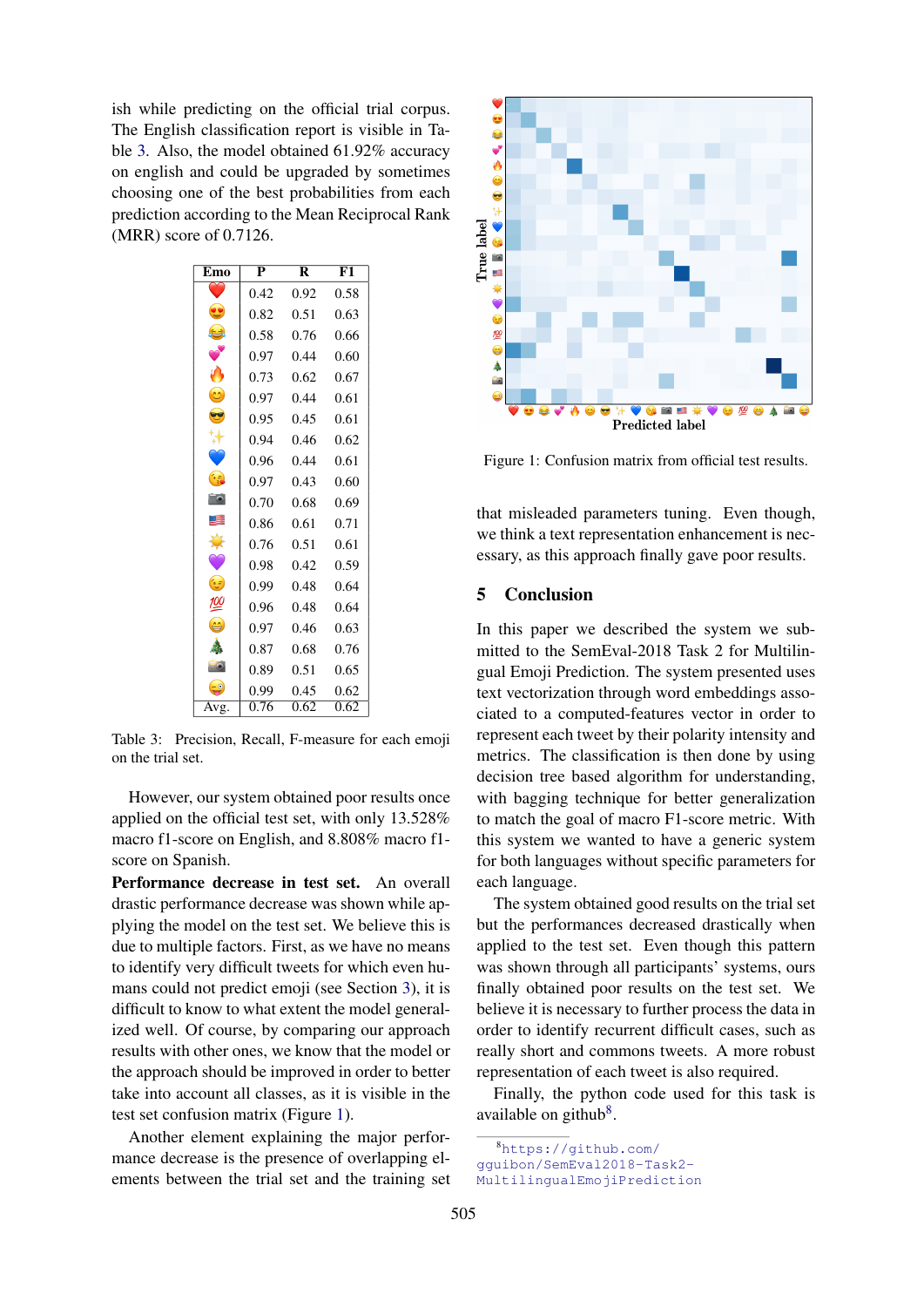ish while predicting on the official trial corpus. The English classification report is visible in Table 3. Also, the model obtained 61.92% accuracy on english and could be upgraded by sometimes choosing one of the best probabilities from each prediction according to the Mean Reciprocal Rank (MRR) score of 0.7126.

| Emo | P | R | F1 |
|---|---|---|---|
| ❤️ | 0.42 | 0.92 | 0.58 |
| 😍 | 0.82 | 0.51 | 0.63 |
| 😂 | 0.58 | 0.76 | 0.66 |
| 💕 | 0.97 | 0.44 | 0.60 |
| 🔥 | 0.73 | 0.62 | 0.67 |
| 😊 | 0.97 | 0.44 | 0.61 |
| 😎 | 0.95 | 0.45 | 0.61 |
| ✨ | 0.94 | 0.46 | 0.62 |
| 💙 | 0.96 | 0.44 | 0.61 |
| 😘 | 0.97 | 0.43 | 0.60 |
| 📷 | 0.70 | 0.68 | 0.69 |
| 🇺🇸 | 0.86 | 0.61 | 0.71 |
| ☀️ | 0.76 | 0.51 | 0.61 |
| 💜 | 0.98 | 0.42 | 0.59 |
| 😉 | 0.99 | 0.48 | 0.64 |
| 💯 | 0.96 | 0.48 | 0.64 |
| 😁 | 0.97 | 0.46 | 0.63 |
| 🎄 | 0.87 | 0.68 | 0.76 |
| 📸 | 0.89 | 0.51 | 0.65 |
| 😜 | 0.99 | 0.45 | 0.62 |
| Avg. | 0.76 | 0.62 | 0.62 |

Table 3: Precision, Recall, F-measure for each emoji on the trial set.

However, our system obtained poor results once applied on the official test set, with only 13.528% macro f1-score on English, and 8.808% macro f1-score on Spanish.

**Performance decrease in test set.** An overall drastic performance decrease was shown while applying the model on the test set. We believe this is due to multiple factors. First, as we have no means to identify very difficult tweets for which even humans could not predict emoji (see Section 3), it is difficult to know to what extent the model generalized well. Of course, by comparing our approach results with other ones, we know that the model or the approach should be improved in order to better take into account all classes, as it is visible in the test set confusion matrix (Figure 1).

Another element explaining the major performance decrease is the presence of overlapping elements between the trial set and the training set that misleaded parameters tuning. Even though, we think a text representation enhancement is necessary, as this approach finally gave poor results.

Figure 1: Confusion matrix from official test results.

## 5 Conclusion

In this paper we described the system we submitted to the SemEval-2018 Task 2 for Multilingual Emoji Prediction. The system presented uses text vectorization through word embeddings associated to a computed-features vector in order to represent each tweet by their polarity intensity and metrics. The classification is then done by using decision tree based algorithm for understanding, with bagging technique for better generalization to match the goal of macro F1-score metric. With this system we wanted to have a generic system for both languages without specific parameters for each language.

The system obtained good results on the trial set but the performances decreased drastically when applied to the test set. Even though this pattern was shown through all participants' systems, ours finally obtained poor results on the test set. We believe it is necessary to further process the data in order to identify recurrent difficult cases, such as really short and commons tweets. A more robust representation of each tweet is also required.

Finally, the python code used for this task is available on github[8].

[8] https://github.com/gguibon/SemEval2018-Task2-MultilingualEmojiPrediction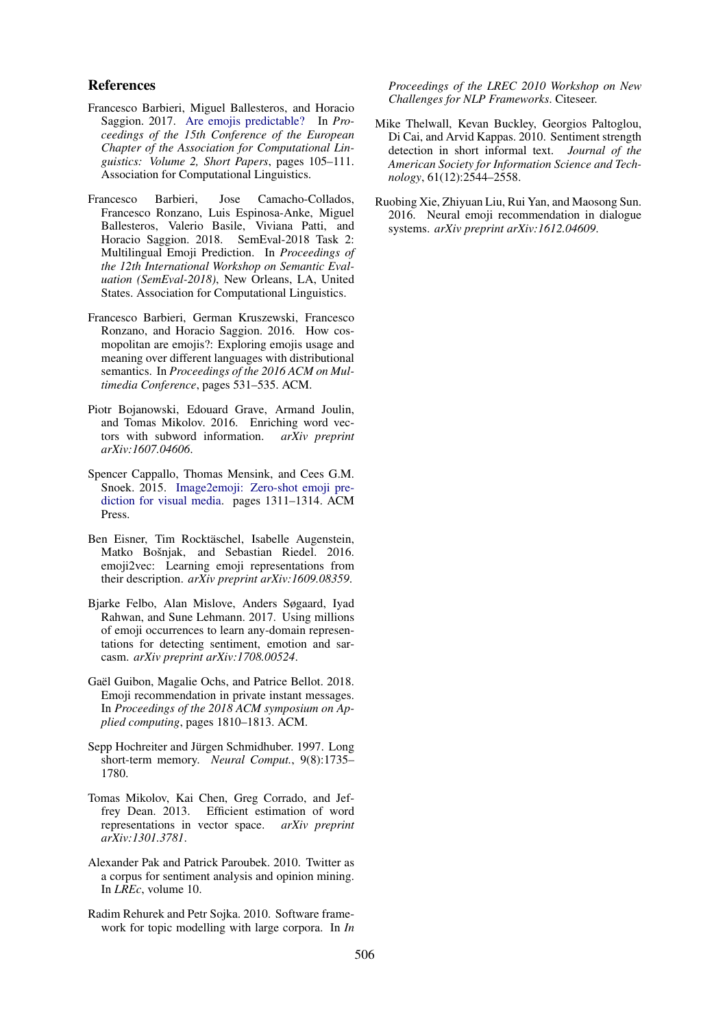## References

Francesco Barbieri, Miguel Ballesteros, and Horacio Saggion. 2017. Are emojis predictable? In *Proceedings of the 15th Conference of the European Chapter of the Association for Computational Linguistics: Volume 2, Short Papers*, pages 105–111. Association for Computational Linguistics.

Francesco Barbieri, Jose Camacho-Collados, Francesco Ronzano, Luis Espinosa-Anke, Miguel Ballesteros, Valerio Basile, Viviana Patti, and Horacio Saggion. 2018. SemEval-2018 Task 2: Multilingual Emoji Prediction. In *Proceedings of the 12th International Workshop on Semantic Evaluation (SemEval-2018)*, New Orleans, LA, United States. Association for Computational Linguistics.

Francesco Barbieri, German Kruszewski, Francesco Ronzano, and Horacio Saggion. 2016. How cosmopolitan are emojis?: Exploring emojis usage and meaning over different languages with distributional semantics. In *Proceedings of the 2016 ACM on Multimedia Conference*, pages 531–535. ACM.

Piotr Bojanowski, Edouard Grave, Armand Joulin, and Tomas Mikolov. 2016. Enriching word vectors with subword information. *arXiv preprint arXiv:1607.04606*.

Spencer Cappallo, Thomas Mensink, and Cees G.M. Snoek. 2015. Image2emoji: Zero-shot emoji prediction for visual media. pages 1311–1314. ACM Press.

Ben Eisner, Tim Rocktäschel, Isabelle Augenstein, Matko Bošnjak, and Sebastian Riedel. 2016. emoji2vec: Learning emoji representations from their description. *arXiv preprint arXiv:1609.08359*.

Bjarke Felbo, Alan Mislove, Anders Søgaard, Iyad Rahwan, and Sune Lehmann. 2017. Using millions of emoji occurrences to learn any-domain representations for detecting sentiment, emotion and sarcasm. *arXiv preprint arXiv:1708.00524*.

Gaël Guibon, Magalie Ochs, and Patrice Bellot. 2018. Emoji recommendation in private instant messages. In *Proceedings of the 2018 ACM symposium on Applied computing*, pages 1810–1813. ACM.

Sepp Hochreiter and Jürgen Schmidhuber. 1997. Long short-term memory. *Neural Comput.*, 9(8):1735–1780.

Tomas Mikolov, Kai Chen, Greg Corrado, and Jeffrey Dean. 2013. Efficient estimation of word representations in vector space. *arXiv preprint arXiv:1301.3781*.

Alexander Pak and Patrick Paroubek. 2010. Twitter as a corpus for sentiment analysis and opinion mining. In *LREc*, volume 10.

Radim Rehurek and Petr Sojka. 2010. Software framework for topic modelling with large corpora. In *In Proceedings of the LREC 2010 Workshop on New Challenges for NLP Frameworks*. Citeseer.

Mike Thelwall, Kevan Buckley, Georgios Paltoglou, Di Cai, and Arvid Kappas. 2010. Sentiment strength detection in short informal text. *Journal of the American Society for Information Science and Technology*, 61(12):2544–2558.

Ruobing Xie, Zhiyuan Liu, Rui Yan, and Maosong Sun. 2016. Neural emoji recommendation in dialogue systems. *arXiv preprint arXiv:1612.04609*.